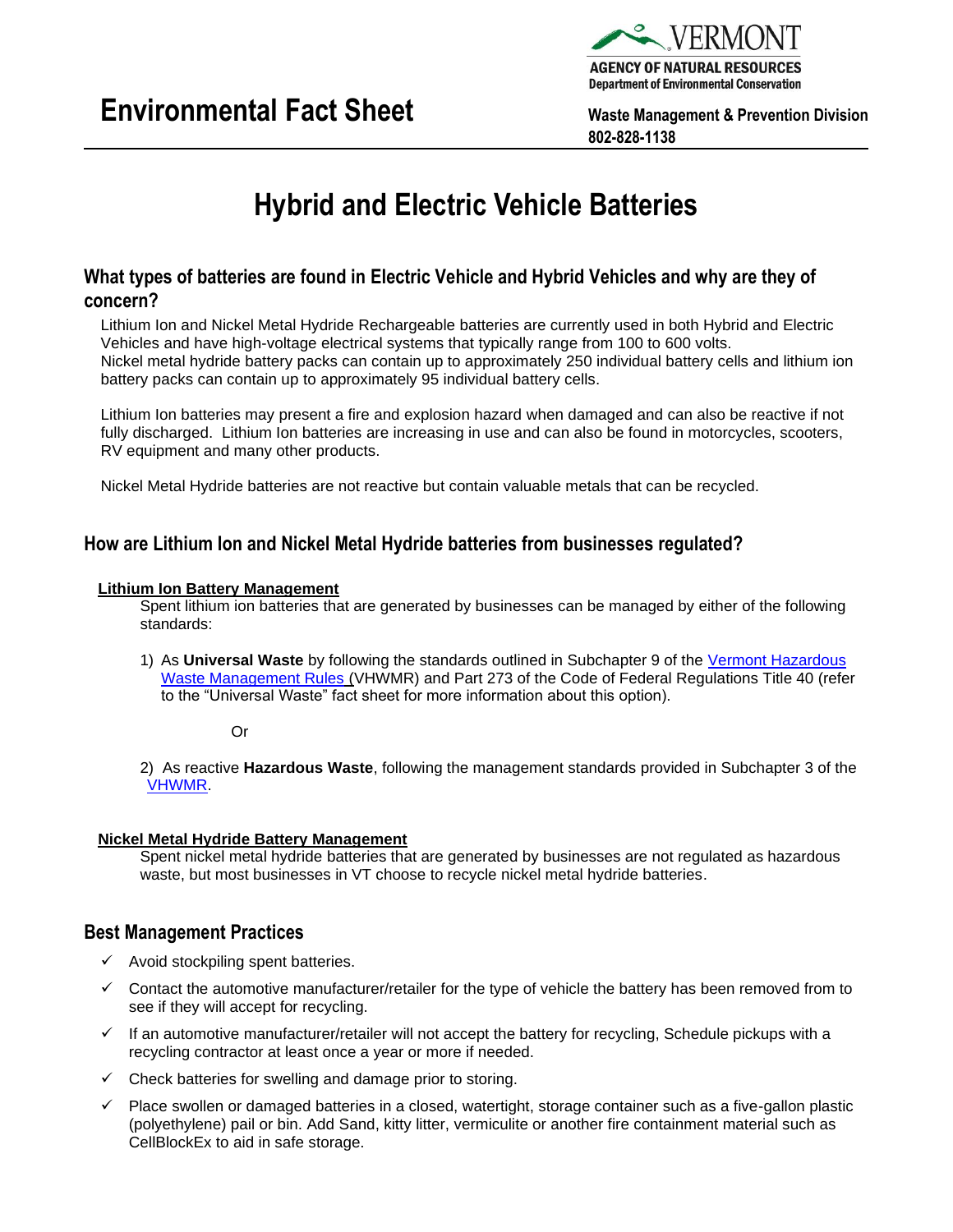VERMONT
AGENCY OF NATURAL RESOURCES
Department of Environmental Conservation

# Environmental Fact Sheet

**Waste Management & Prevention Division**
**802-828-1138**

# Hybrid and Electric Vehicle Batteries

## What types of batteries are found in Electric Vehicle and Hybrid Vehicles and why are they of concern?

Lithium Ion and Nickel Metal Hydride Rechargeable batteries are currently used in both Hybrid and Electric Vehicles and have high-voltage electrical systems that typically range from 100 to 600 volts.
Nickel metal hydride battery packs can contain up to approximately 250 individual battery cells and lithium ion battery packs can contain up to approximately 95 individual battery cells.

Lithium Ion batteries may present a fire and explosion hazard when damaged and can also be reactive if not fully discharged. Lithium Ion batteries are increasing in use and can also be found in motorcycles, scooters, RV equipment and many other products.

Nickel Metal Hydride batteries are not reactive but contain valuable metals that can be recycled.

## How are Lithium Ion and Nickel Metal Hydride batteries from businesses regulated?

**Lithium Ion Battery Management**

Spent lithium ion batteries that are generated by businesses can be managed by either of the following standards:

1) As **Universal Waste** by following the standards outlined in Subchapter 9 of the Vermont Hazardous Waste Management Rules (VHWMR) and Part 273 of the Code of Federal Regulations Title 40 (refer to the "Universal Waste" fact sheet for more information about this option).

Or

2) As reactive **Hazardous Waste**, following the management standards provided in Subchapter 3 of the VHWMR.

**Nickel Metal Hydride Battery Management**

Spent nickel metal hydride batteries that are generated by businesses are not regulated as hazardous waste, but most businesses in VT choose to recycle nickel metal hydride batteries.

## Best Management Practices

- ✓ Avoid stockpiling spent batteries.
- ✓ Contact the automotive manufacturer/retailer for the type of vehicle the battery has been removed from to see if they will accept for recycling.
- ✓ If an automotive manufacturer/retailer will not accept the battery for recycling, Schedule pickups with a recycling contractor at least once a year or more if needed.
- ✓ Check batteries for swelling and damage prior to storing.
- ✓ Place swollen or damaged batteries in a closed, watertight, storage container such as a five-gallon plastic (polyethylene) pail or bin. Add Sand, kitty litter, vermiculite or another fire containment material such as CellBlockEx to aid in safe storage.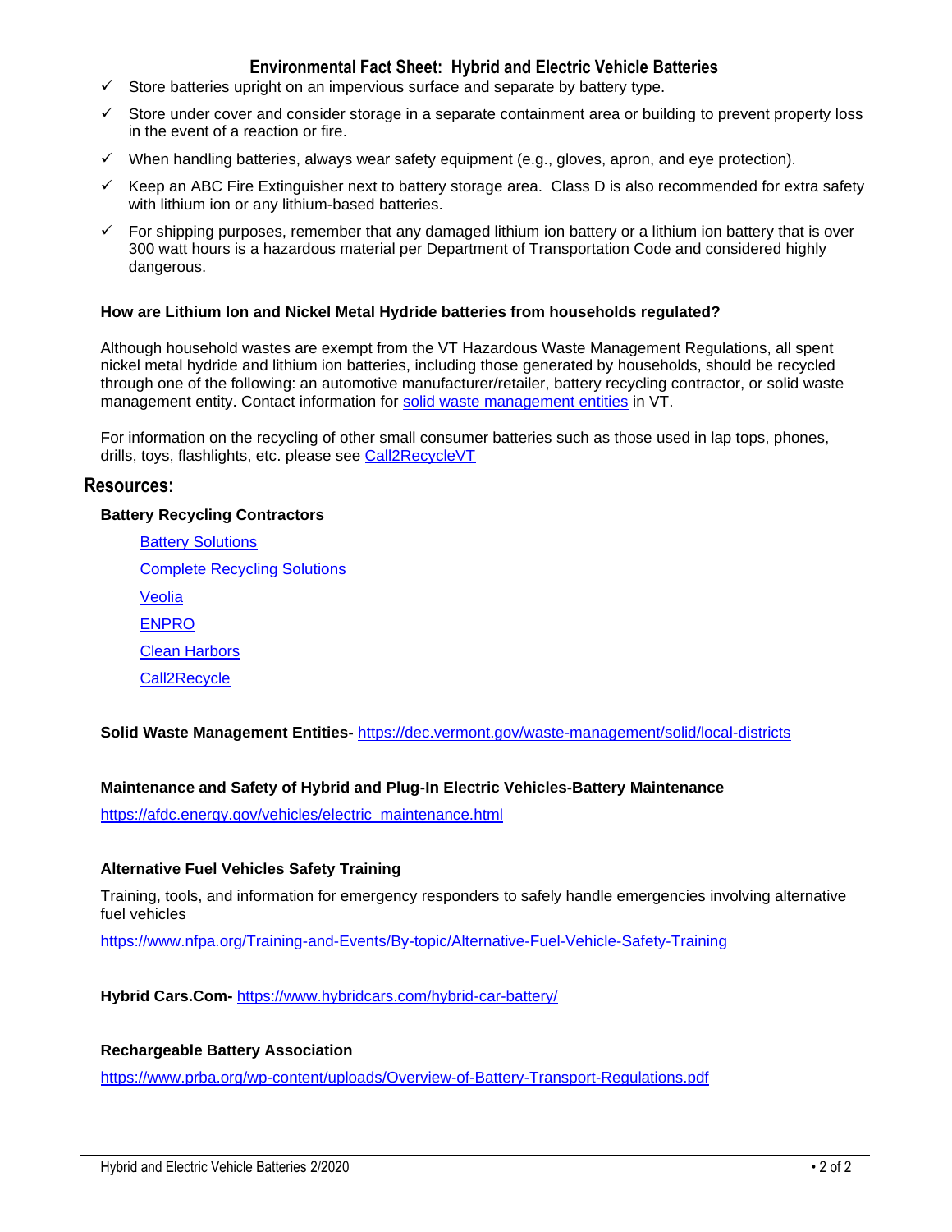- ✓ Store batteries upright on an impervious surface and separate by battery type.
- ✓ Store under cover and consider storage in a separate containment area or building to prevent property loss in the event of a reaction or fire.
- ✓ When handling batteries, always wear safety equipment (e.g., gloves, apron, and eye protection).
- ✓ Keep an ABC Fire Extinguisher next to battery storage area. Class D is also recommended for extra safety with lithium ion or any lithium-based batteries.
- ✓ For shipping purposes, remember that any damaged lithium ion battery or a lithium ion battery that is over 300 watt hours is a hazardous material per Department of Transportation Code and considered highly dangerous.

**How are Lithium Ion and Nickel Metal Hydride batteries from households regulated?**

Although household wastes are exempt from the VT Hazardous Waste Management Regulations, all spent nickel metal hydride and lithium ion batteries, including those generated by households, should be recycled through one of the following: an automotive manufacturer/retailer, battery recycling contractor, or solid waste management entity. Contact information for solid waste management entities in VT.

For information on the recycling of other small consumer batteries such as those used in lap tops, phones, drills, toys, flashlights, etc. please see Call2RecycleVT

## Resources:

**Battery Recycling Contractors**

Battery Solutions

Complete Recycling Solutions

Veolia

ENPRO

Clean Harbors

Call2Recycle

**Solid Waste Management Entities-** https://dec.vermont.gov/waste-management/solid/local-districts

**Maintenance and Safety of Hybrid and Plug-In Electric Vehicles-Battery Maintenance**

https://afdc.energy.gov/vehicles/electric_maintenance.html

**Alternative Fuel Vehicles Safety Training**

Training, tools, and information for emergency responders to safely handle emergencies involving alternative fuel vehicles

https://www.nfpa.org/Training-and-Events/By-topic/Alternative-Fuel-Vehicle-Safety-Training

**Hybrid Cars.Com-** https://www.hybridcars.com/hybrid-car-battery/

**Rechargeable Battery Association**

https://www.prba.org/wp-content/uploads/Overview-of-Battery-Transport-Regulations.pdf